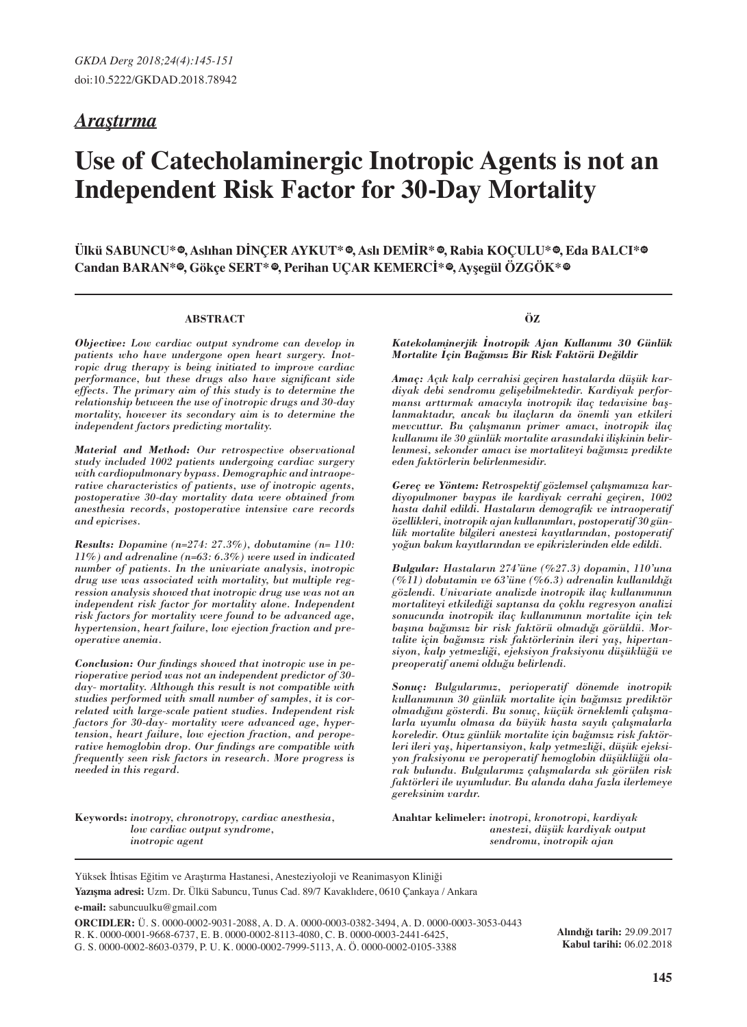*Araştırma*

# Use of Catecholaminergic Inotropic Agents is not an Independent Risk Factor for 30-Day Mortality

**Ülkü SABUNCU\*, Aslıhan DİNÇER AYKUT\*, Aslı DEMİR\*, Rabia KOÇULU\*, Eda BALCI\* Candan BARAN\*, Gökçe SERT\*, Perihan UÇAR KEMERCİ\*, Ayşegül ÖZGÖK\***

## ABSTRACT

***Objective:*** *Low cardiac output syndrome can develop in patients who have undergone open heart surgery. Inotropic drug therapy is being initiated to improve cardiac performance, but these drugs also have significant side effects. The primary aim of this study is to determine the relationship between the use of inotropic drugs and 30-day mortality, however its secondary aim is to determine the independent factors predicting mortality.*

***Material and Method:*** *Our retrospective observational study included 1002 patients undergoing cardiac surgery with cardiopulmonary bypass. Demographic and intraoperative characteristics of patients, use of inotropic agents, postoperative 30-day mortality data were obtained from anesthesia records, postoperative intensive care records and epicrises.*

***Results:*** *Dopamine (n=274: 27.3%), dobutamine (n= 110: 11%) and adrenaline (n=63: 6.3%) were used in indicated number of patients. In the univariate analysis, inotropic drug use was associated with mortality, but multiple regression analysis showed that inotropic drug use was not an independent risk factor for mortality alone. Independent risk factors for mortality were found to be advanced age, hypertension, heart failure, low ejection fraction and preoperative anemia.*

***Conclusion:*** *Our findings showed that inotropic use in perioperative period was not an independent predictor of 30-day- mortality. Although this result is not compatible with studies performed with small number of samples, it is correlated with large-scale patient studies. Independent risk factors for 30-day- mortality were advanced age, hypertension, heart failure, low ejection fraction, and peroperative hemoglobin drop. Our findings are compatible with frequently seen risk factors in research. More progress is needed in this regard.*

**Keywords:** *inotropy, chronotropy, cardiac anesthesia, low cardiac output syndrome, inotropic agent*

## ÖZ

***Katekolaminerjik İnotropik Ajan Kullanımı 30 Günlük Mortalite İçin Bağımsız Bir Risk Faktörü Değildir***

***Amaç:*** *Açık kalp cerrahisi geçiren hastalarda düşük kardiyak debi sendromu gelişebilmektedir. Kardiyak performansı arttırmak amacıyla inotropik ilaç tedavisine başlanmaktadır, ancak bu ilaçların da önemli yan etkileri mevcuttur. Bu çalışmanın primer amacı, inotropik ilaç kullanımı ile 30 günlük mortalite arasındaki ilişkinin belirlenmesi, sekonder amacı ise mortaliteyi bağımsız predikte eden faktörlerin belirlenmesidir.*

***Gereç ve Yöntem:*** *Retrospektif gözlemsel çalışmamıza kardiyopulmoner baypas ile kardiyak cerrahi geçiren, 1002 hasta dahil edildi. Hastaların demografik ve intraoperatif özellikleri, inotropik ajan kullanımları, postoperatif 30 günlük mortalite bilgileri anestezi kayıtlarından, postoperatif yoğun bakım kayıtlarından ve epikrizlerinden elde edildi.*

***Bulgular:*** *Hastaların 274'üne (%27.3) dopamin, 110'una (%11) dobutamin ve 63'üne (%6.3) adrenalin kullanıldığı gözlendi. Univariate analizde inotropik ilaç kullanımının mortaliteyi etkilediği saptansa da çoklu regresyon analizi sonucunda inotropik ilaç kullanımının mortalite için tek başına bağımsız bir risk faktörü olmadığı görüldü. Mortalite için bağımsız risk faktörlerinin ileri yaş, hipertansiyon, kalp yetmezliği, ejeksiyon fraksiyonu düşüklüğü ve preoperatif anemi olduğu belirlendi.*

***Sonuç:*** *Bulgularımız, perioperatif dönemde inotropik kullanımının 30 günlük mortalite için bağımsız prediktör olmadığını gösterdi. Bu sonuç, küçük örneklemli çalışmalarla uyumlu olmasa da büyük hasta sayılı çalışmalarla koreledir. Otuz günlük mortalite için bağımsız risk faktörleri ileri yaş, hipertansiyon, kalp yetmezliği, düşük ejeksiyon fraksiyonu ve peroperatif hemoglobin düşüklüğü olarak bulundu. Bulgularımız çalışmalarda sık görülen risk faktörleri ile uyumludur. Bu alanda daha fazla ilerlemeye gereksinim vardır.*

**Anahtar kelimeler:** *inotropi, kronotropi, kardiyak anestezi, düşük kardiyak output sendromu, inotropik ajan*

---

Yüksek İhtisas Eğitim ve Araştırma Hastanesi, Anesteziyoloji ve Reanimasyon Kliniği

**Yazışma adresi:** Uzm. Dr. Ülkü Sabuncu, Tunus Cad. 89/7 Kavaklıdere, 0610 Çankaya / Ankara

**e-mail:** sabuncuulku@gmail.com

**ORCIDLER:** Ü. S. 0000-0002-9031-2088, A. D. A. 0000-0003-0382-3494, A. D. 0000-0003-3053-0443 R. K. 0000-0001-9668-6737, E. B. 0000-0002-8113-4080, C. B. 0000-0003-2441-6425, G. S. 0000-0002-8603-0379, P. U. K. 0000-0002-7999-5113, A. Ö. 0000-0002-0105-3388

**Alındığı tarih:** 29.09.2017
**Kabul tarihi:** 06.02.2018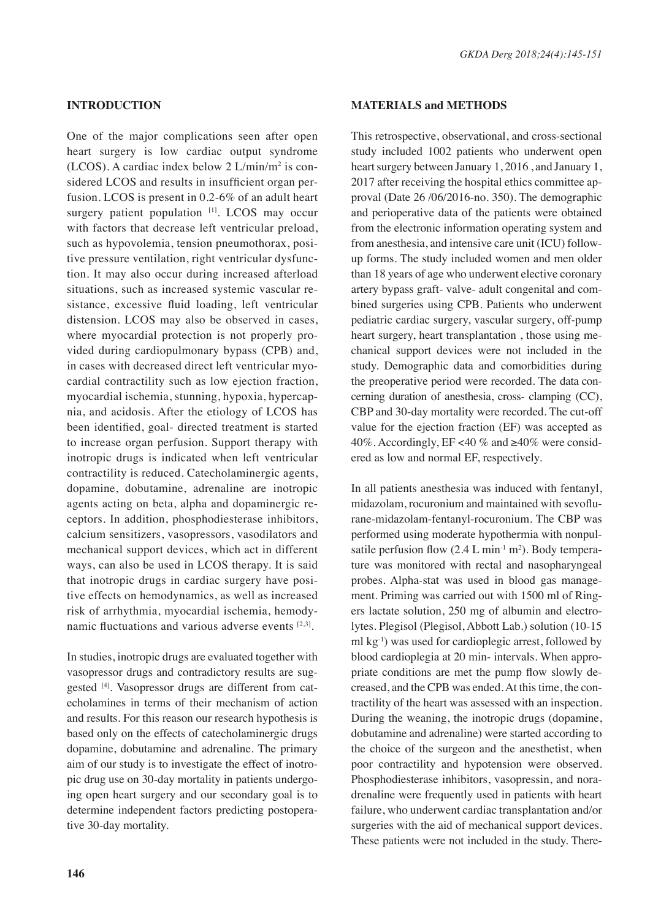## INTRODUCTION

One of the major complications seen after open heart surgery is low cardiac output syndrome (LCOS). A cardiac index below 2 L/min/m$^2$ is considered LCOS and results in insufficient organ perfusion. LCOS is present in 0.2-6% of an adult heart surgery patient population [1]. LCOS may occur with factors that decrease left ventricular preload, such as hypovolemia, tension pneumothorax, positive pressure ventilation, right ventricular dysfunction. It may also occur during increased afterload situations, such as increased systemic vascular resistance, excessive fluid loading, left ventricular distension. LCOS may also be observed in cases, where myocardial protection is not properly provided during cardiopulmonary bypass (CPB) and, in cases with decreased direct left ventricular myocardial contractility such as low ejection fraction, myocardial ischemia, stunning, hypoxia, hypercapnia, and acidosis. After the etiology of LCOS has been identified, goal- directed treatment is started to increase organ perfusion. Support therapy with inotropic drugs is indicated when left ventricular contractility is reduced. Catecholaminergic agents, dopamine, dobutamine, adrenaline are inotropic agents acting on beta, alpha and dopaminergic receptors. In addition, phosphodiesterase inhibitors, calcium sensitizers, vasopressors, vasodilators and mechanical support devices, which act in different ways, can also be used in LCOS therapy. It is said that inotropic drugs in cardiac surgery have positive effects on hemodynamics, as well as increased risk of arrhythmia, myocardial ischemia, hemodynamic fluctuations and various adverse events [2,3].

In studies, inotropic drugs are evaluated together with vasopressor drugs and contradictory results are suggested [4]. Vasopressor drugs are different from catecholamines in terms of their mechanism of action and results. For this reason our research hypothesis is based only on the effects of catecholaminergic drugs dopamine, dobutamine and adrenaline. The primary aim of our study is to investigate the effect of inotropic drug use on 30-day mortality in patients undergoing open heart surgery and our secondary goal is to determine independent factors predicting postoperative 30-day mortality.

## MATERIALS and METHODS

This retrospective, observational, and cross-sectional study included 1002 patients who underwent open heart surgery between January 1, 2016 , and January 1, 2017 after receiving the hospital ethics committee approval (Date 26 /06/2016-no. 350). The demographic and perioperative data of the patients were obtained from the electronic information operating system and from anesthesia, and intensive care unit (ICU) follow-up forms. The study included women and men older than 18 years of age who underwent elective coronary artery bypass graft- valve- adult congenital and combined surgeries using CPB. Patients who underwent pediatric cardiac surgery, vascular surgery, off-pump heart surgery, heart transplantation , those using mechanical support devices were not included in the study. Demographic data and comorbidities during the preoperative period were recorded. The data concerning duration of anesthesia, cross- clamping (CC), CBP and 30-day mortality were recorded. The cut-off value for the ejection fraction (EF) was accepted as 40%. Accordingly, EF <40 % and ≥40% were considered as low and normal EF, respectively.

In all patients anesthesia was induced with fentanyl, midazolam, rocuronium and maintained with sevoflurane-midazolam-fentanyl-rocuronium. The CBP was performed using moderate hypothermia with nonpulsatile perfusion flow (2.4 L min$^{-1}$ m$^2$). Body temperature was monitored with rectal and nasopharyngeal probes. Alpha-stat was used in blood gas management. Priming was carried out with 1500 ml of Ringers lactate solution, 250 mg of albumin and electrolytes. Plegisol (Plegisol, Abbott Lab.) solution (10-15 ml kg$^{-1}$) was used for cardioplegic arrest, followed by blood cardioplegia at 20 min- intervals. When appropriate conditions are met the pump flow slowly decreased, and the CPB was ended. At this time, the contractility of the heart was assessed with an inspection. During the weaning, the inotropic drugs (dopamine, dobutamine and adrenaline) were started according to the choice of the surgeon and the anesthetist, when poor contractility and hypotension were observed. Phosphodiesterase inhibitors, vasopressin, and noradrenaline were frequently used in patients with heart failure, who underwent cardiac transplantation and/or surgeries with the aid of mechanical support devices. These patients were not included in the study. There-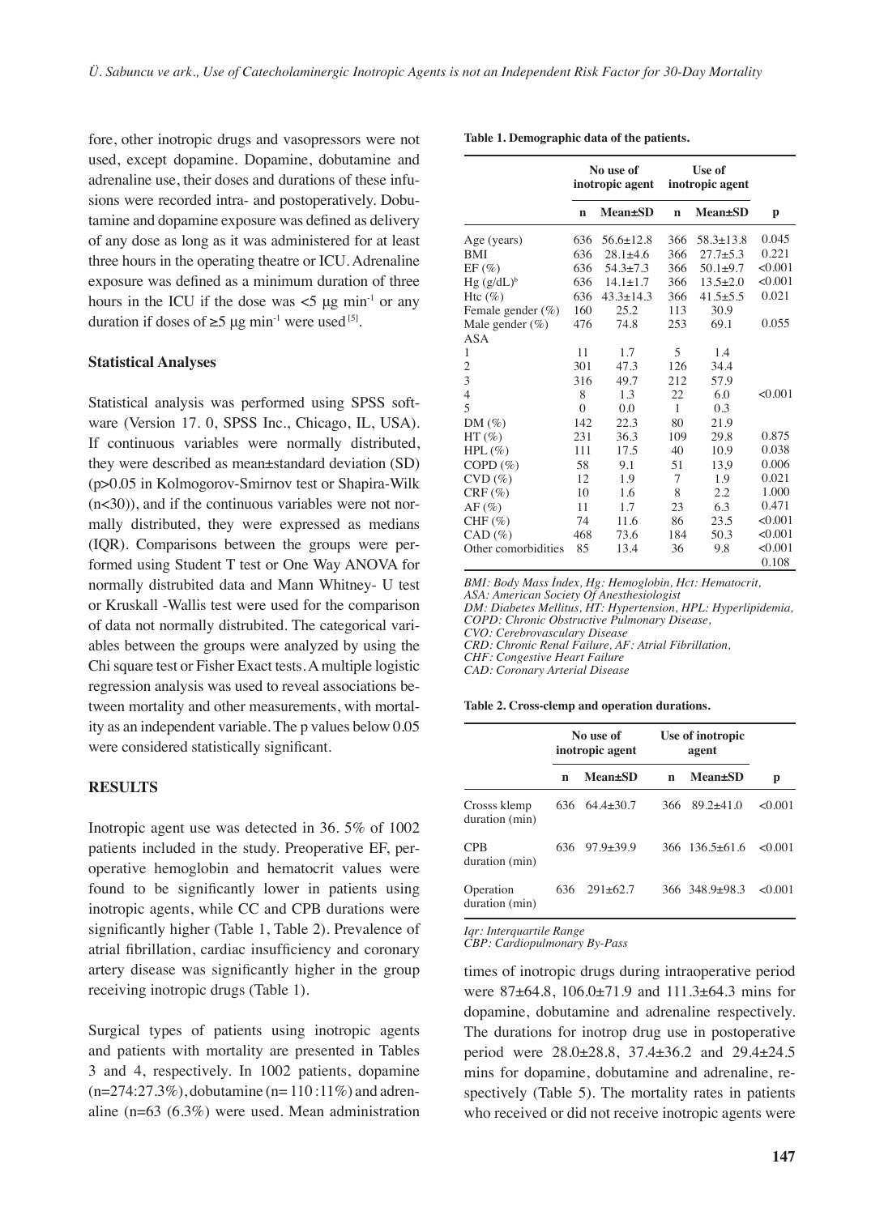fore, other inotropic drugs and vasopressors were not used, except dopamine. Dopamine, dobutamine and adrenaline use, their doses and durations of these infusions were recorded intra- and postoperatively. Dobutamine and dopamine exposure was defined as delivery of any dose as long as it was administered for at least three hours in the operating theatre or ICU. Adrenaline exposure was defined as a minimum duration of three hours in the ICU if the dose was <5 µg min$^{-1}$ or any duration if doses of ≥5 µg min$^{-1}$ were used [5].

### Statistical Analyses

Statistical analysis was performed using SPSS software (Version 17. 0, SPSS Inc., Chicago, IL, USA). If continuous variables were normally distributed, they were described as mean±standard deviation (SD) (p>0.05 in Kolmogorov-Smirnov test or Shapira-Wilk (n<30)), and if the continuous variables were not normally distributed, they were expressed as medians (IQR). Comparisons between the groups were performed using Student T test or One Way ANOVA for normally distrubited data and Mann Whitney- U test or Kruskall -Wallis test were used for the comparison of data not normally distrubited. The categorical variables between the groups were analyzed by using the Chi square test or Fisher Exact tests. A multiple logistic regression analysis was used to reveal associations between mortality and other measurements, with mortality as an independent variable. The p values below 0.05 were considered statistically significant.

## RESULTS

Inotropic agent use was detected in 36. 5% of 1002 patients included in the study. Preoperative EF, peroperative hemoglobin and hematocrit values were found to be significantly lower in patients using inotropic agents, while CC and CPB durations were significantly higher (Table 1, Table 2). Prevalence of atrial fibrillation, cardiac insufficiency and coronary artery disease was significantly higher in the group receiving inotropic drugs (Table 1).

Surgical types of patients using inotropic agents and patients with mortality are presented in Tables 3 and 4, respectively. In 1002 patients, dopamine (n=274:27.3%), dobutamine (n= 110 :11%) and adrenaline (n=63 (6.3%) were used. Mean administration times of inotropic drugs during intraoperative period were 87±64.8, 106.0±71.9 and 111.3±64.3 mins for dopamine, dobutamine and adrenaline respectively. The durations for inotrop drug use in postoperative period were 28.0±28.8, 37.4±36.2 and 29.4±24.5 mins for dopamine, dobutamine and adrenaline, respectively (Table 5). The mortality rates in patients who received or did not receive inotropic agents were

**Table 1. Demographic data of the patients.**

| | No use of inotropic agent | | Use of inotropic agent | | |
|---|---|---|---|---|---|
| | n | Mean±SD | n | Mean±SD | p |
| Age (years) | 636 | 56.6±12.8 | 366 | 58.3±13.8 | 0.045 |
| BMI | 636 | 28.1±4.6 | 366 | 27.7±5.3 | 0.221 |
| EF (%) | 636 | 54.3±7.3 | 366 | 50.1±9.7 | <0.001 |
| Hg (g/dL)[b] | 636 | 14.1±1.7 | 366 | 13.5±2.0 | <0.001 |
| Htc (%) | 636 | 43.3±14.3 | 366 | 41.5±5.5 | 0.021 |
| Female gender (%) | 160 | 25.2 | 113 | 30.9 | |
| Male gender (%) | 476 | 74.8 | 253 | 69.1 | 0.055 |
| ASA | | | | | |
| 1 | 11 | 1.7 | 5 | 1.4 | |
| 2 | 301 | 47.3 | 126 | 34.4 | |
| 3 | 316 | 49.7 | 212 | 57.9 | |
| 4 | 8 | 1.3 | 22 | 6.0 | <0.001 |
| 5 | 0 | 0.0 | 1 | 0.3 | |
| DM (%) | 142 | 22.3 | 80 | 21.9 | |
| HT (%) | 231 | 36.3 | 109 | 29.8 | 0.875 |
| HPL (%) | 111 | 17.5 | 40 | 10.9 | 0.038 |
| COPD (%) | 58 | 9.1 | 51 | 13,9 | 0.006 |
| CVD (%) | 12 | 1.9 | 7 | 1.9 | 0.021 |
| CRF (%) | 10 | 1.6 | 8 | 2.2 | 1.000 |
| AF (%) | 11 | 1.7 | 23 | 6.3 | 0.471 |
| CHF (%) | 74 | 11.6 | 86 | 23.5 | <0.001 |
| CAD (%) | 468 | 73.6 | 184 | 50.3 | <0.001 |
| Other comorbidities | 85 | 13.4 | 36 | 9.8 | <0.001 |
| | | | | | 0.108 |

*BMI: Body Mass İndex, Hg: Hemoglobin, Hct: Hematocrit, ASA: American Society Of Anesthesiologist*
*DM: Diabetes Mellitus, HT: Hypertension, HPL: Hyperlipidemia, COPD: Chronic Obstructive Pulmonary Disease,*
*CVO: Cerebrovascular Disease*
*CRD: Chronic Renal Failure, AF: Atrial Fibrillation,*
*CHF: Congestive Heart Failure*
*CAD: Coronary Arterial Disease*

**Table 2. Cross-clemp and operation durations.**

| | No use of inotropic agent | | Use of inotropic agent | | |
|---|---|---|---|---|---|
| | n | Mean±SD | n | Mean±SD | p |
| Crosss klemp duration (min) | 636 | 64.4±30.7 | 366 | 89.2±41.0 | <0.001 |
| CPB duration (min) | 636 | 97.9±39.9 | 366 | 136.5±61.6 | <0.001 |
| Operation duration (min) | 636 | 291±62.7 | 366 | 348.9±98.3 | <0.001 |

*Iqr: Interquartile Range*
*CBP: Cardiopulmonary By-Pass*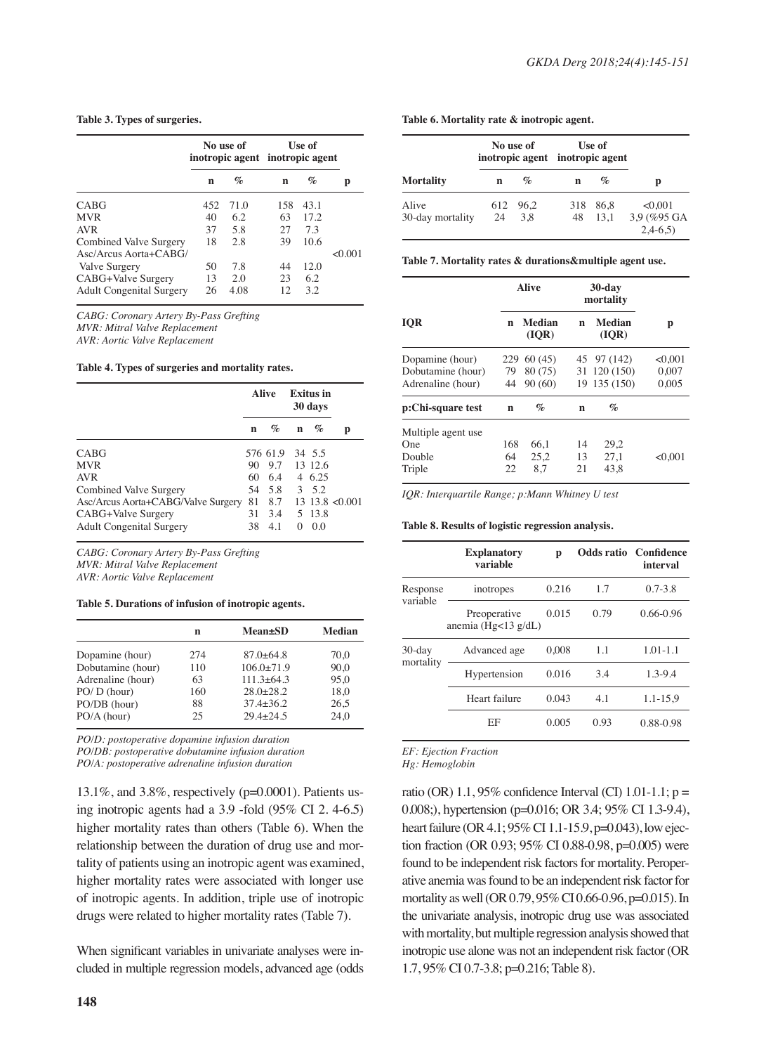**Table 3. Types of surgeries.**

| | No use of inotropic agent | | Use of inotropic agent | | |
|---|---|---|---|---|---|
| | n | % | n | % | p |
| CABG | 452 | 71.0 | 158 | 43.1 | |
| MVR | 40 | 6.2 | 63 | 17.2 | |
| AVR | 37 | 5.8 | 27 | 7.3 | |
| Combined Valve Surgery | 18 | 2.8 | 39 | 10.6 | |
| Asc/Arcus Aorta+CABG/ Valve Surgery | 50 | 7.8 | 44 | 12.0 | <0.001 |
| CABG+Valve Surgery | 13 | 2.0 | 23 | 6.2 | |
| Adult Congenital Surgery | 26 | 4.08 | 12 | 3.2 | |

*CABG: Coronary Artery By-Pass Grefting*
*MVR: Mitral Valve Replacement*
*AVR: Aortic Valve Replacement*

**Table 4. Types of surgeries and mortality rates.**

| | Alive | | Exitus in 30 days | | |
|---|---|---|---|---|---|
| | n | % | n | % | p |
| CABG | 576 | 61.9 | 34 | 5.5 | |
| MVR | 90 | 9.7 | 13 | 12.6 | |
| AVR | 60 | 6.4 | 4 | 6.25 | |
| Combined Valve Surgery | 54 | 5.8 | 3 | 5.2 | |
| Asc/Arcus Aorta+CABG/Valve Surgery | 81 | 8.7 | 13 | 13.8 | <0.001 |
| CABG+Valve Surgery | 31 | 3.4 | 5 | 13.8 | |
| Adult Congenital Surgery | 38 | 4.1 | 0 | 0.0 | |

*CABG: Coronary Artery By-Pass Grefting*
*MVR: Mitral Valve Replacement*
*AVR: Aortic Valve Replacement*

**Table 5. Durations of infusion of inotropic agents.**

| | n | Mean±SD | Median |
|---|---|---|---|
| Dopamine (hour) | 274 | 87.0±64.8 | 70,0 |
| Dobutamine (hour) | 110 | 106.0±71.9 | 90,0 |
| Adrenaline (hour) | 63 | 111.3±64.3 | 95,0 |
| PO/ D (hour) | 160 | 28.0±28.2 | 18,0 |
| PO/DB (hour) | 88 | 37.4±36.2 | 26,5 |
| PO/A (hour) | 25 | 29.4±24.5 | 24,0 |

*PO/D: postoperative dopamine infusion duration*
*PO/DB: postoperative dobutamine infusion duration*
*PO/A: postoperative adrenaline infusion duration*

13.1%, and 3.8%, respectively (p=0.0001). Patients using inotropic agents had a 3.9 -fold (95% CI 2. 4-6.5) higher mortality rates than others (Table 6). When the relationship between the duration of drug use and mortality of patients using an inotropic agent was examined, higher mortality rates were associated with longer use of inotropic agents. In addition, triple use of inotropic drugs were related to higher mortality rates (Table 7).

When significant variables in univariate analyses were included in multiple regression models, advanced age (odds ratio (OR) 1.1, 95% confidence Interval (CI) 1.01-1.1; p = 0.008;), hypertension (p=0.016; OR 3.4; 95% CI 1.3-9.4), heart failure (OR 4.1; 95% CI 1.1-15.9, p=0.043), low ejection fraction (OR 0.93; 95% CI 0.88-0.98, p=0.005) were found to be independent risk factors for mortality. Peroperative anemia was found to be an independent risk factor for mortality as well (OR 0.79, 95% CI 0.66-0.96, p=0.015). In the univariate analysis, inotropic drug use was associated with mortality, but multiple regression analysis showed that inotropic use alone was not an independent risk factor (OR 1.7, 95% CI 0.7-3.8; p=0.216; Table 8).

**Table 6. Mortality rate & inotropic agent.**

| | No use of inotropic agent | | Use of inotropic agent | | |
|---|---|---|---|---|---|
| Mortality | n | % | n | % | p |
| Alive | 612 | 96,2 | 318 | 86,8 | <0,001 |
| 30-day mortality | 24 | 3,8 | 48 | 13,1 | 3,9 (%95 GA 2,4-6,5) |

**Table 7. Mortality rates & durations&multiple agent use.**

| | Alive | | 30-day mortality | | |
|---|---|---|---|---|---|
| IQR | n | Median (IQR) | n | Median (IQR) | p |
| Dopamine (hour) | 229 | 60 (45) | 45 | 97 (142) | <0,001 |
| Dobutamine (hour) | 79 | 80 (75) | 31 | 120 (150) | 0,007 |
| Adrenaline (hour) | 44 | 90 (60) | 19 | 135 (150) | 0,005 |
| p:Chi-square test | n | % | n | % | |
| Multiple agent use | | | | | |
| One | 168 | 66,1 | 14 | 29,2 | |
| Double | 64 | 25,2 | 13 | 27,1 | <0,001 |
| Triple | 22 | 8,7 | 21 | 43,8 | |

*IQR: Interquartile Range; p:Mann Whitney U test*

**Table 8. Results of logistic regression analysis.**

| | Explanatory variable | p | Odds ratio | Confidence interval |
|---|---|---|---|---|
| Response variable | inotropes | 0.216 | 1.7 | 0.7-3.8 |
| | Preoperative anemia (Hg<13 g/dL) | 0.015 | 0.79 | 0.66-0.96 |
| 30-day mortality | Advanced age | 0,008 | 1.1 | 1.01-1.1 |
| | Hypertension | 0.016 | 3.4 | 1.3-9.4 |
| | Heart failure | 0.043 | 4.1 | 1.1-15,9 |
| | EF | 0.005 | 0.93 | 0.88-0.98 |

*EF: Ejection Fraction*
*Hg: Hemoglobin*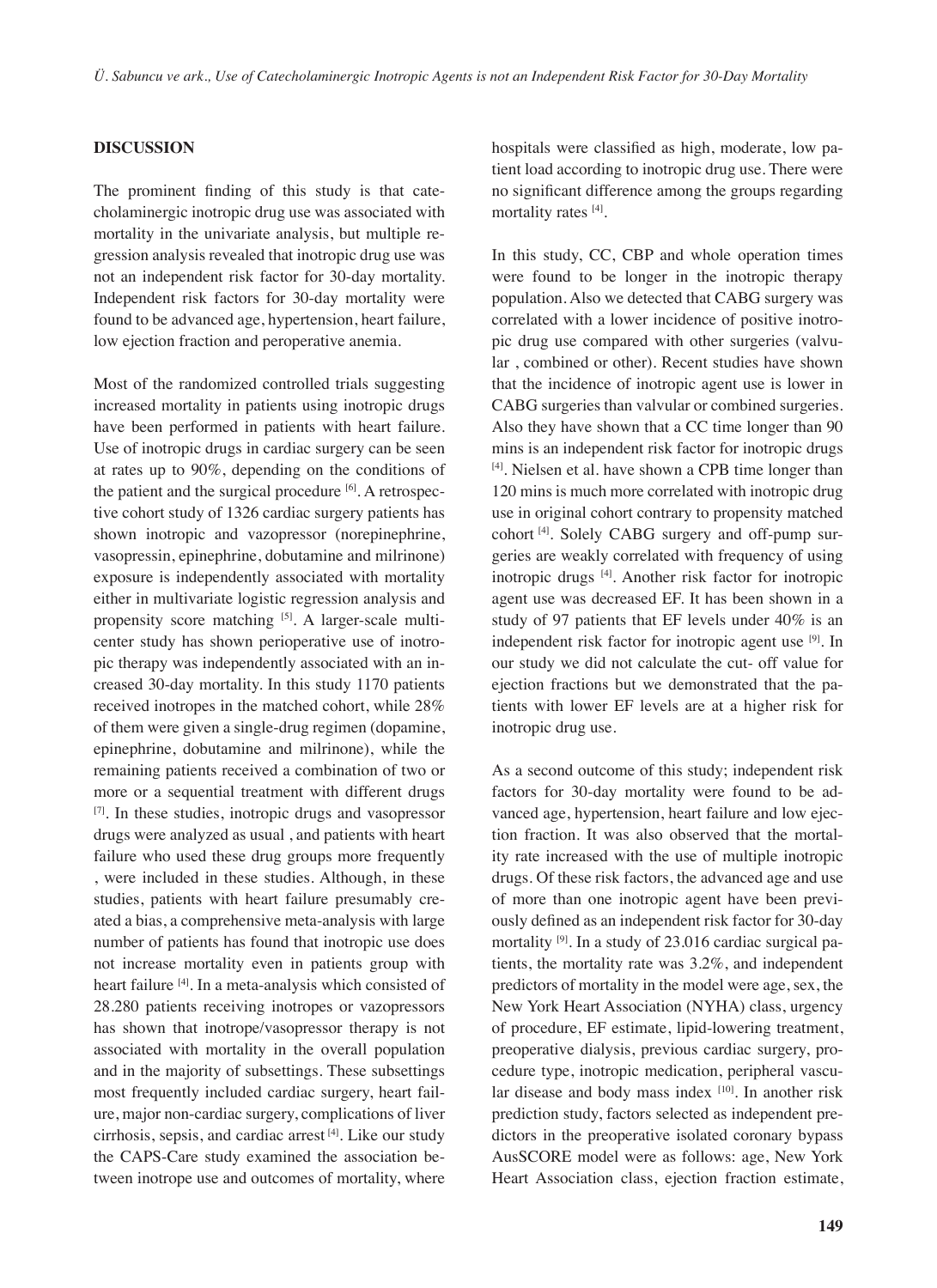## DISCUSSION

The prominent finding of this study is that catecholaminergic inotropic drug use was associated with mortality in the univariate analysis, but multiple regression analysis revealed that inotropic drug use was not an independent risk factor for 30-day mortality. Independent risk factors for 30-day mortality were found to be advanced age, hypertension, heart failure, low ejection fraction and peroperative anemia.

Most of the randomized controlled trials suggesting increased mortality in patients using inotropic drugs have been performed in patients with heart failure. Use of inotropic drugs in cardiac surgery can be seen at rates up to 90%, depending on the conditions of the patient and the surgical procedure [6]. A retrospective cohort study of 1326 cardiac surgery patients has shown inotropic and vazopressor (norepinephrine, vasopressin, epinephrine, dobutamine and milrinone) exposure is independently associated with mortality either in multivariate logistic regression analysis and propensity score matching [5]. A larger-scale multicenter study has shown perioperative use of inotropic therapy was independently associated with an increased 30-day mortality. In this study 1170 patients received inotropes in the matched cohort, while 28% of them were given a single-drug regimen (dopamine, epinephrine, dobutamine and milrinone), while the remaining patients received a combination of two or more or a sequential treatment with different drugs [7]. In these studies, inotropic drugs and vasopressor drugs were analyzed as usual , and patients with heart failure who used these drug groups more frequently , were included in these studies. Although, in these studies, patients with heart failure presumably created a bias, a comprehensive meta-analysis with large number of patients has found that inotropic use does not increase mortality even in patients group with heart failure [4]. In a meta-analysis which consisted of 28.280 patients receiving inotropes or vazopressors has shown that inotrope/vasopressor therapy is not associated with mortality in the overall population and in the majority of subsettings. These subsettings most frequently included cardiac surgery, heart failure, major non-cardiac surgery, complications of liver cirrhosis, sepsis, and cardiac arrest [4]. Like our study the CAPS-Care study examined the association between inotrope use and outcomes of mortality, where hospitals were classified as high, moderate, low patient load according to inotropic drug use. There were no significant difference among the groups regarding mortality rates [4].

In this study, CC, CBP and whole operation times were found to be longer in the inotropic therapy population. Also we detected that CABG surgery was correlated with a lower incidence of positive inotropic drug use compared with other surgeries (valvular , combined or other). Recent studies have shown that the incidence of inotropic agent use is lower in CABG surgeries than valvular or combined surgeries. Also they have shown that a CC time longer than 90 mins is an independent risk factor for inotropic drugs [4]. Nielsen et al. have shown a CPB time longer than 120 mins is much more correlated with inotropic drug use in original cohort contrary to propensity matched cohort [4]. Solely CABG surgery and off-pump surgeries are weakly correlated with frequency of using inotropic drugs [4]. Another risk factor for inotropic agent use was decreased EF. It has been shown in a study of 97 patients that EF levels under 40% is an independent risk factor for inotropic agent use [9]. In our study we did not calculate the cut- off value for ejection fractions but we demonstrated that the patients with lower EF levels are at a higher risk for inotropic drug use.

As a second outcome of this study; independent risk factors for 30-day mortality were found to be advanced age, hypertension, heart failure and low ejection fraction. It was also observed that the mortality rate increased with the use of multiple inotropic drugs. Of these risk factors, the advanced age and use of more than one inotropic agent have been previously defined as an independent risk factor for 30-day mortality [9]. In a study of 23.016 cardiac surgical patients, the mortality rate was 3.2%, and independent predictors of mortality in the model were age, sex, the New York Heart Association (NYHA) class, urgency of procedure, EF estimate, lipid-lowering treatment, preoperative dialysis, previous cardiac surgery, procedure type, inotropic medication, peripheral vascular disease and body mass index [10]. In another risk prediction study, factors selected as independent predictors in the preoperative isolated coronary bypass AusSCORE model were as follows: age, New York Heart Association class, ejection fraction estimate,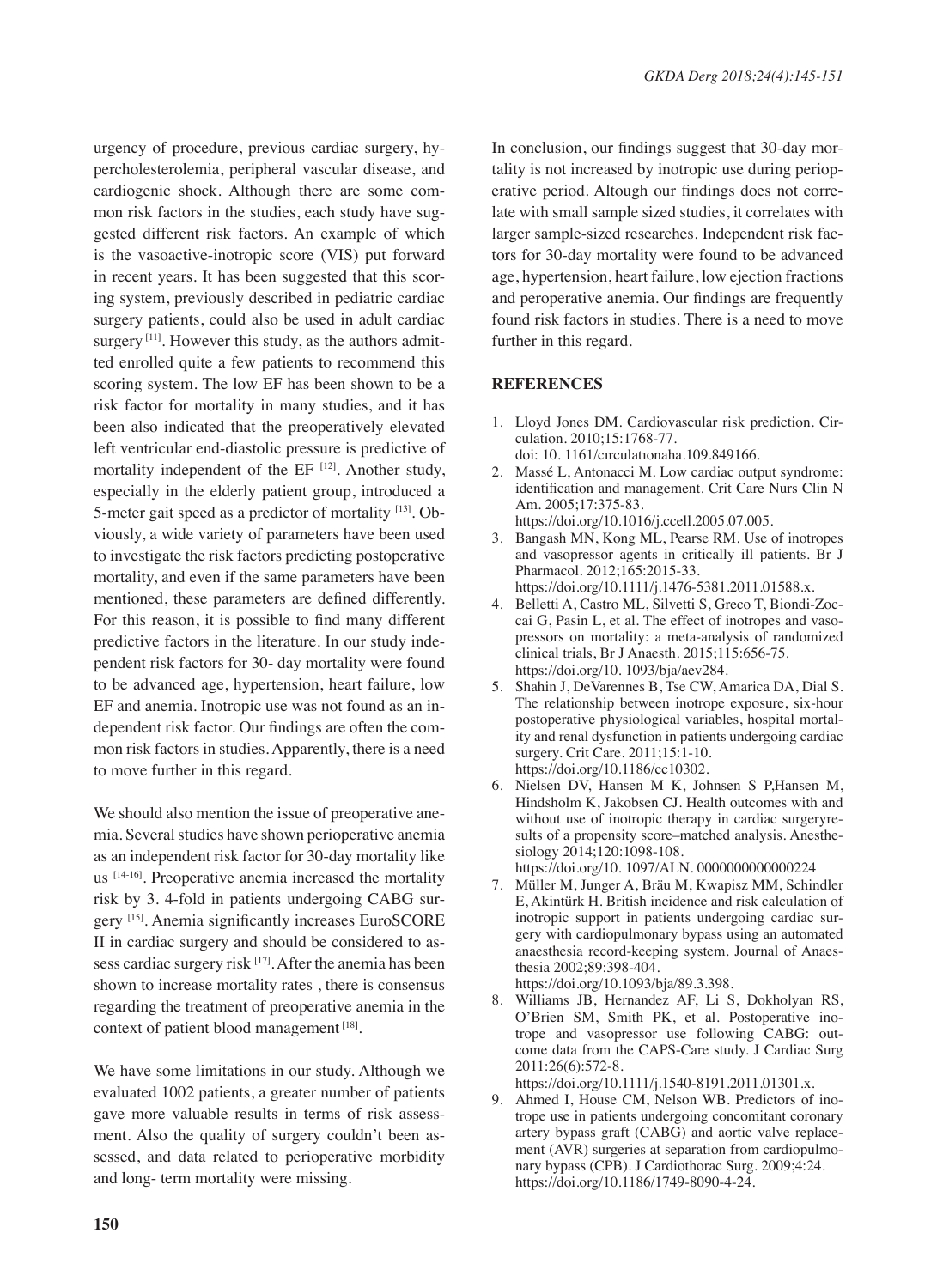urgency of procedure, previous cardiac surgery, hypercholesterolemia, peripheral vascular disease, and cardiogenic shock. Although there are some common risk factors in the studies, each study have suggested different risk factors. An example of which is the vasoactive-inotropic score (VIS) put forward in recent years. It has been suggested that this scoring system, previously described in pediatric cardiac surgery patients, could also be used in adult cardiac surgery [11]. However this study, as the authors admitted enrolled quite a few patients to recommend this scoring system. The low EF has been shown to be a risk factor for mortality in many studies, and it has been also indicated that the preoperatively elevated left ventricular end-diastolic pressure is predictive of mortality independent of the EF [12]. Another study, especially in the elderly patient group, introduced a 5-meter gait speed as a predictor of mortality [13]. Obviously, a wide variety of parameters have been used to investigate the risk factors predicting postoperative mortality, and even if the same parameters have been mentioned, these parameters are defined differently. For this reason, it is possible to find many different predictive factors in the literature. In our study independent risk factors for 30- day mortality were found to be advanced age, hypertension, heart failure, low EF and anemia. Inotropic use was not found as an independent risk factor. Our findings are often the common risk factors in studies. Apparently, there is a need to move further in this regard.

We should also mention the issue of preoperative anemia. Several studies have shown perioperative anemia as an independent risk factor for 30-day mortality like us [14-16]. Preoperative anemia increased the mortality risk by 3. 4-fold in patients undergoing CABG surgery [15]. Anemia significantly increases EuroSCORE II in cardiac surgery and should be considered to assess cardiac surgery risk [17]. After the anemia has been shown to increase mortality rates , there is consensus regarding the treatment of preoperative anemia in the context of patient blood management [18].

We have some limitations in our study. Although we evaluated 1002 patients, a greater number of patients gave more valuable results in terms of risk assessment. Also the quality of surgery couldn't been assessed, and data related to perioperative morbidity and long- term mortality were missing.

In conclusion, our findings suggest that 30-day mortality is not increased by inotropic use during perioperative period. Altough our findings does not correlate with small sample sized studies, it correlates with larger sample-sized researches. Independent risk factors for 30-day mortality were found to be advanced age, hypertension, heart failure, low ejection fractions and peroperative anemia. Our findings are frequently found risk factors in studies. There is a need to move further in this regard.

## REFERENCES

1. Lloyd Jones DM. Cardiovascular risk prediction. Circulation. 2010;15:1768-77. doi: 10. 1161/cırculatıonaha.109.849166.
2. Massé L, Antonacci M. Low cardiac output syndrome: identification and management. Crit Care Nurs Clin N Am. 2005;17:375-83. https://doi.org/10.1016/j.ccell.2005.07.005.
3. Bangash MN, Kong ML, Pearse RM. Use of inotropes and vasopressor agents in critically ill patients. Br J Pharmacol. 2012;165:2015-33. https://doi.org/10.1111/j.1476-5381.2011.01588.x.
4. Belletti A, Castro ML, Silvetti S, Greco T, Biondi-Zoccai G, Pasin L, et al. The effect of inotropes and vasopressors on mortality: a meta-analysis of randomized clinical trials, Br J Anaesth. 2015;115:656-75. https://doi.org/10. 1093/bja/aev284.
5. Shahin J, DeVarennes B, Tse CW, Amarica DA, Dial S. The relationship between inotrope exposure, six-hour postoperative physiological variables, hospital mortality and renal dysfunction in patients undergoing cardiac surgery. Crit Care. 2011;15:1-10. https://doi.org/10.1186/cc10302.
6. Nielsen DV, Hansen M K, Johnsen S P,Hansen M, Hindsholm K, Jakobsen CJ. Health outcomes with and without use of inotropic therapy in cardiac surgeryresults of a propensity score–matched analysis. Anesthesiology 2014;120:1098-108. https://doi.org/10. 1097/ALN. 0000000000000224
7. Müller M, Junger A, Bräu M, Kwapisz MM, Schindler E, Akintürk H. British incidence and risk calculation of inotropic support in patients undergoing cardiac surgery with cardiopulmonary bypass using an automated anaesthesia record-keeping system. Journal of Anaesthesia 2002;89:398-404. https://doi.org/10.1093/bja/89.3.398.
8. Williams JB, Hernandez AF, Li S, Dokholyan RS, O'Brien SM, Smith PK, et al. Postoperative inotrope and vasopressor use following CABG: outcome data from the CAPS-Care study. J Cardiac Surg 2011:26(6):572-8. https://doi.org/10.1111/j.1540-8191.2011.01301.x.
9. Ahmed I, House CM, Nelson WB. Predictors of inotrope use in patients undergoing concomitant coronary artery bypass graft (CABG) and aortic valve replacement (AVR) surgeries at separation from cardiopulmonary bypass (CPB). J Cardiothorac Surg. 2009;4:24. https://doi.org/10.1186/1749-8090-4-24.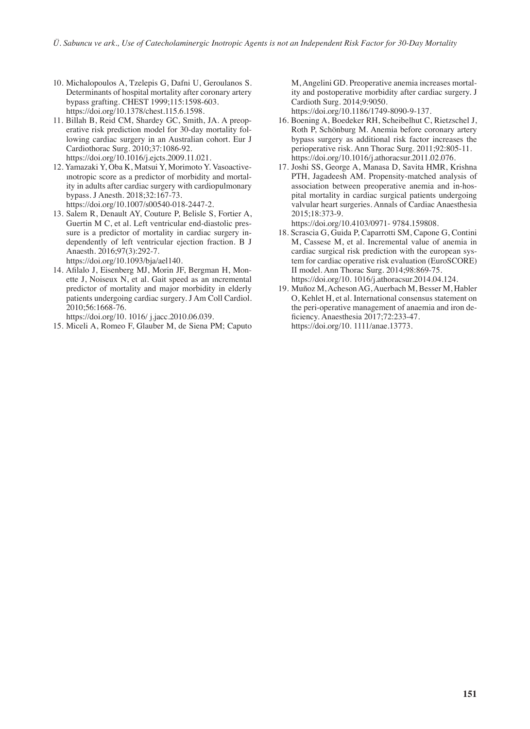10. Michalopoulos A, Tzelepis G, Dafni U, Geroulanos S. Determinants of hospital mortality after coronary artery bypass grafting. CHEST 1999;115:1598-603. https://doi.org/10.1378/chest.115.6.1598.
11. Billah B, Reid CM, Shardey GC, Smith, JA. A preoperative risk prediction model for 30-day mortality following cardiac surgery in an Australian cohort. Eur J Cardiothorac Surg. 2010;37:1086-92. https://doi.org/10.1016/j.ejcts.2009.11.021.
12. Yamazaki Y, Oba K, Matsui Y, Morimoto Y. Vasoactive-ınotropic score as a predictor of morbidity and mortality in adults after cardiac surgery with cardiopulmonary bypass. J Anesth. 2018;32:167-73. https://doi.org/10.1007/s00540-018-2447-2.
13. Salem R, Denault AY, Couture P, Belisle S, Fortier A, Guertin M C, et al. Left ventricular end-diastolic pressure is a predictor of mortality in cardiac surgery independently of left ventricular ejection fraction. B J Anaesth. 2016;97(3):292-7. https://doi.org/10.1093/bja/ael140.
14. Afilalo J, Eisenberg MJ, Morin JF, Bergman H, Monette J, Noiseux N, et al. Gait speed as an ıncremental predictor of mortality and major morbidity in elderly patients undergoing cardiac surgery. J Am Coll Cardiol. 2010;56:1668-76. https://doi.org/10. 1016/ j.jacc.2010.06.039.
15. Miceli A, Romeo F, Glauber M, de Siena PM; Caputo M, Angelini GD. Preoperative anemia increases mortality and postoperative morbidity after cardiac surgery. J Cardioth Surg. 2014;9:9050. https://doi.org/10.1186/1749-8090-9-137.
16. Boening A, Boedeker RH, Scheibelhut C, Rietzschel J, Roth P, Schönburg M. Anemia before coronary artery bypass surgery as additional risk factor increases the perioperative risk. Ann Thorac Surg. 2011;92:805-11. https://doi.org/10.1016/j.athoracsur.2011.02.076.
17. Joshi SS, George A, Manasa D, Savita HMR, Krishna PTH, Jagadeesh AM. Propensity-matched analysis of association between preoperative anemia and in-hospital mortality in cardiac surgical patients undergoing valvular heart surgeries. Annals of Cardiac Anaesthesia 2015;18:373-9. https://doi.org/10.4103/0971- 9784.159808.
18. Scrascia G, Guida P, Caparrotti SM, Capone G, Contini M, Cassese M, et al. Incremental value of anemia in cardiac surgical risk prediction with the european system for cardiac operative risk evaluation (EuroSCORE) II model. Ann Thorac Surg. 2014;98:869-75. https://doi.org/10. 1016/j.athoracsur.2014.04.124.
19. Muñoz M, Acheson AG, Auerbach M, Besser M, Habler O, Kehlet H, et al. International consensus statement on the peri-operative management of anaemia and iron deficiency. Anaesthesia 2017;72:233-47. https://doi.org/10. 1111/anae.13773.